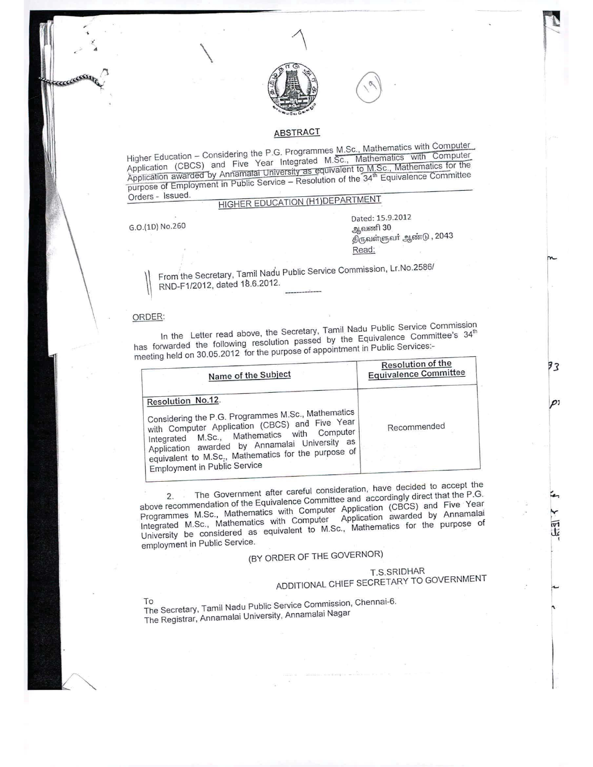## ABSTRACT

Higher Education – Considering the P.G. Programmes M.Sc., Mathematics with Computer Application (CBCS) and Five Year Integrated M.Sc., Mathematics with Computer Application awarded by Annamalai University as equivalent to M.Sc., Mathematics for the purpose of Employment in Public Service – Resolution of the 34th Equivalence Committee Orders - Issued.

### HIGHER EDUCATION (H1)DEPARTMENT

G.O.(1D) No.260

Dated: 15.9.2012
ஆவணி 30
திருவள்ளுவர் ஆண்டு, 2043
Read:

From the Secretary, Tamil Nadu Public Service Commission, Lr.No.2586/ RND-F1/2012, dated 18.6.2012.

---

ORDER:

In the Letter read above, the Secretary, Tamil Nadu Public Service Commission has forwarded the following resolution passed by the Equivalence Committee's 34th meeting held on 30.05.2012 for the purpose of appointment in Public Services:-

| Name of the Subject | Resolution of the Equivalence Committee |
|---|---|
| **Resolution No.12.** Considering the P.G. Programmes M.Sc., Mathematics with Computer Application (CBCS) and Five Year Integrated M.Sc., Mathematics with Computer Application awarded by Annamalai University as equivalent to M.Sc., Mathematics for the purpose of Employment in Public Service | Recommended |

2. The Government after careful consideration, have decided to accept the above recommendation of the Equivalence Committee and accordingly direct that the P.G. Programmes M.Sc., Mathematics with Computer Application (CBCS) and Five Year Integrated M.Sc., Mathematics with Computer Application awarded by Annamalai University be considered as equivalent to M.Sc., Mathematics for the purpose of employment in Public Service.

(BY ORDER OF THE GOVERNOR)

T.S.SRIDHAR
ADDITIONAL CHIEF SECRETARY TO GOVERNMENT

To
The Secretary, Tamil Nadu Public Service Commission, Chennai-6.
The Registrar, Annamalai University, Annamalai Nagar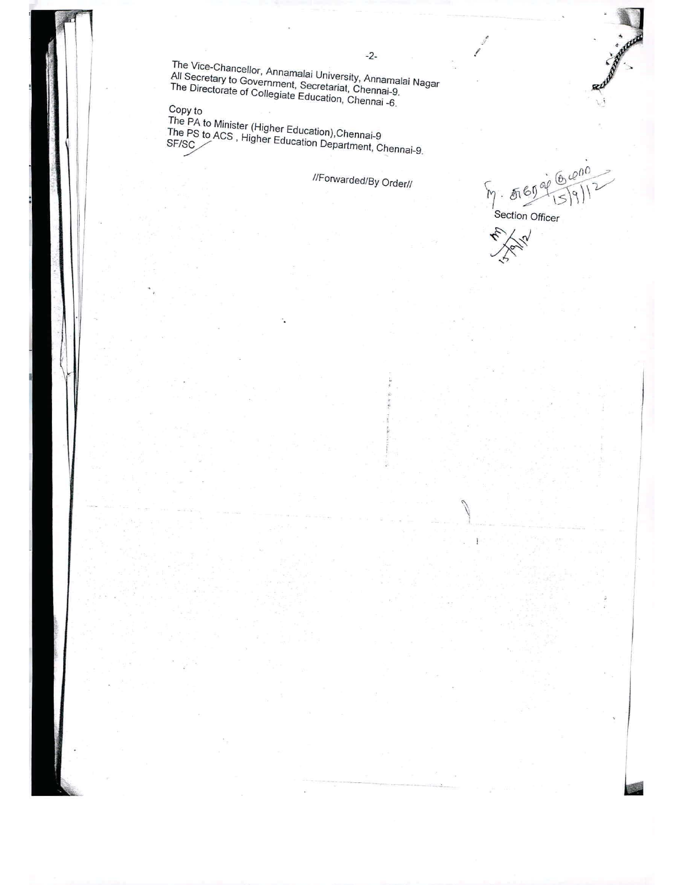The Vice-Chancellor, Annamalai University, Annamalai Nagar
All Secretary to Government, Secretariat, Chennai-9.
The Directorate of Collegiate Education, Chennai -6.

Copy to
The PA to Minister (Higher Education),Chennai-9
The PS to ACS , Higher Education Department, Chennai-9.
SF/SC

//Forwarded/By Order//

15/9/12

Section Officer

15/9/12